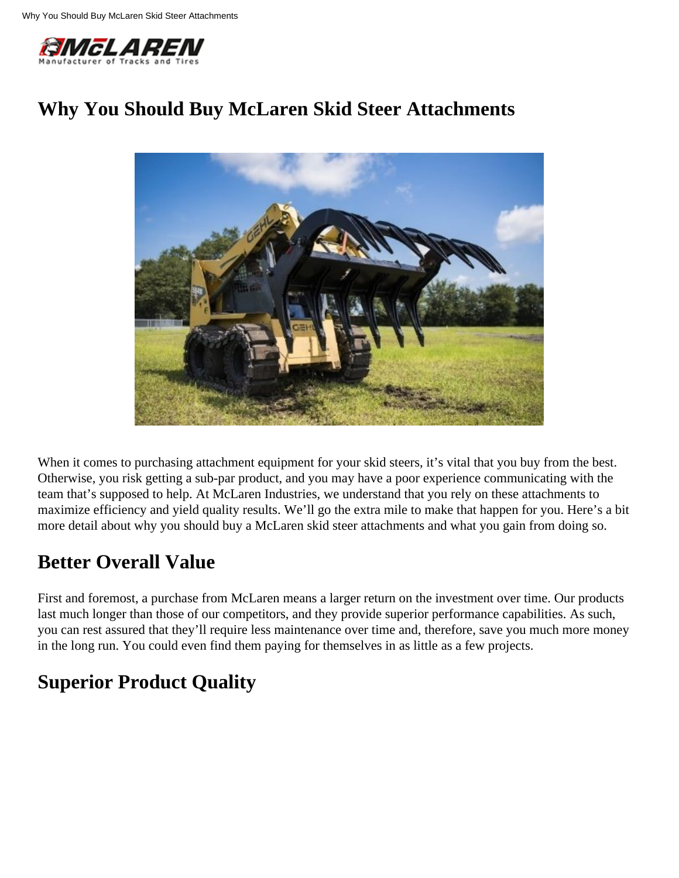# Why You Should Buy McLaren Skid Steer Attachments

When it comes to purchasing attachment equipment for your skid steers, it's vital that you buy from the best. Otherwise, you risk getting a sub-par product, and you may have a poor experience communicating with the team that's supposed to help. At McLaren Industries, we understand that you rely on these attachments to maximize efficiency and yield quality results. We'll go the extra mile to make that happen for you. Here's a bit more detail about why you should buy a McLaren skid steer attachments and what you gain from doing so.

## Better Overall Value

First and foremost, a purchase from McLaren means a larger return on the investment over time. Our products last much longer than those of our competitors, and they provide superior performance capabilities. As such, you can rest assured that they'll require less maintenance over time and, therefore, save you much more money in the long run. You could even find them paying for themselves in as little as a few projects.

## Superior Product Quality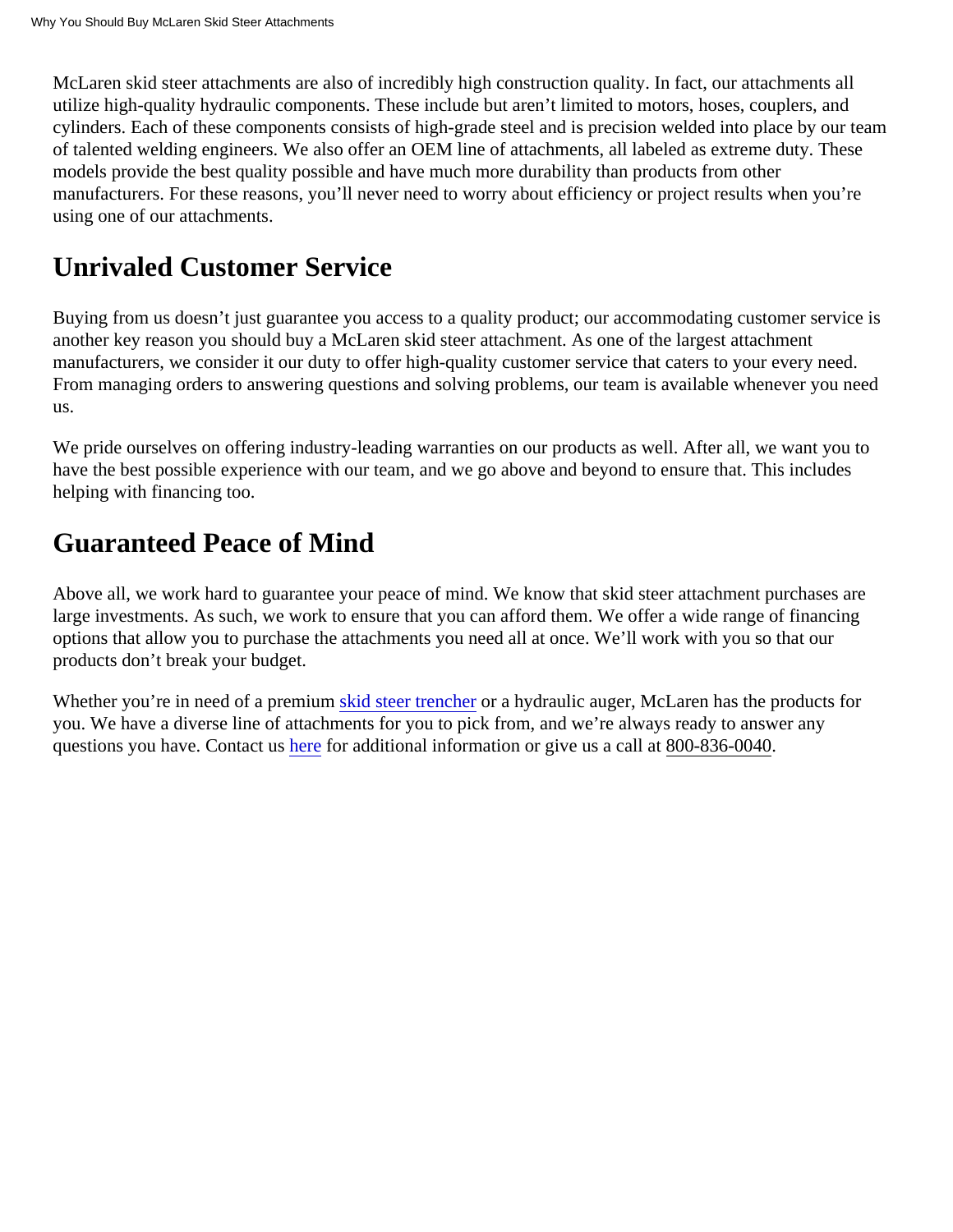McLaren skid steer attachments are also of incredibly high construction quality. In fact, our attachments all utilize high-quality hydraulic components. These include but aren't limited to motors, hoses, couplers, and cylinders. Each of these components consists of high-grade steel and is precision welded into place by our team of talented welding engineers. We also offer an OEM line of attachments, all labeled as extreme duty. These models provide the best quality possible and have much more durability than products from other manufacturers. For these reasons, you'll never need to worry about efficiency or project results when you're using one of our attachments.

## Unrivaled Customer Service

Buying from us doesn't just guarantee you access to a quality product; our accommodating customer service is another key reason you should buy a McLaren skid steer attachment. As one of the largest attachment manufacturers, we consider it our duty to offer high-quality customer service that caters to your every need. From managing orders to answering questions and solving problems, our team is available whenever you need us.

We pride ourselves on offering industry-leading warranties on our products as well. After all, we want you to have the best possible experience with our team, and we go above and beyond to ensure that. This includes helping with financing too.

## Guaranteed Peace of Mind

Above all, we work hard to guarantee your peace of mind. We know that skid steer attachment purchases are large investments. As such, we work to ensure that you can afford them. We offer a wide range of financing options that allow you to purchase the attachments you need all at once. We'll work with you so that our products don't break your budget.

Whether you're in need of a premium skid steer trencher or a hydraulic auger, McLaren has the products for you. We have a diverse line of attachments for you to pick from, and we're always ready to answer any questions you have. Contact us here for additional information or give us a call at 800-836-0040.